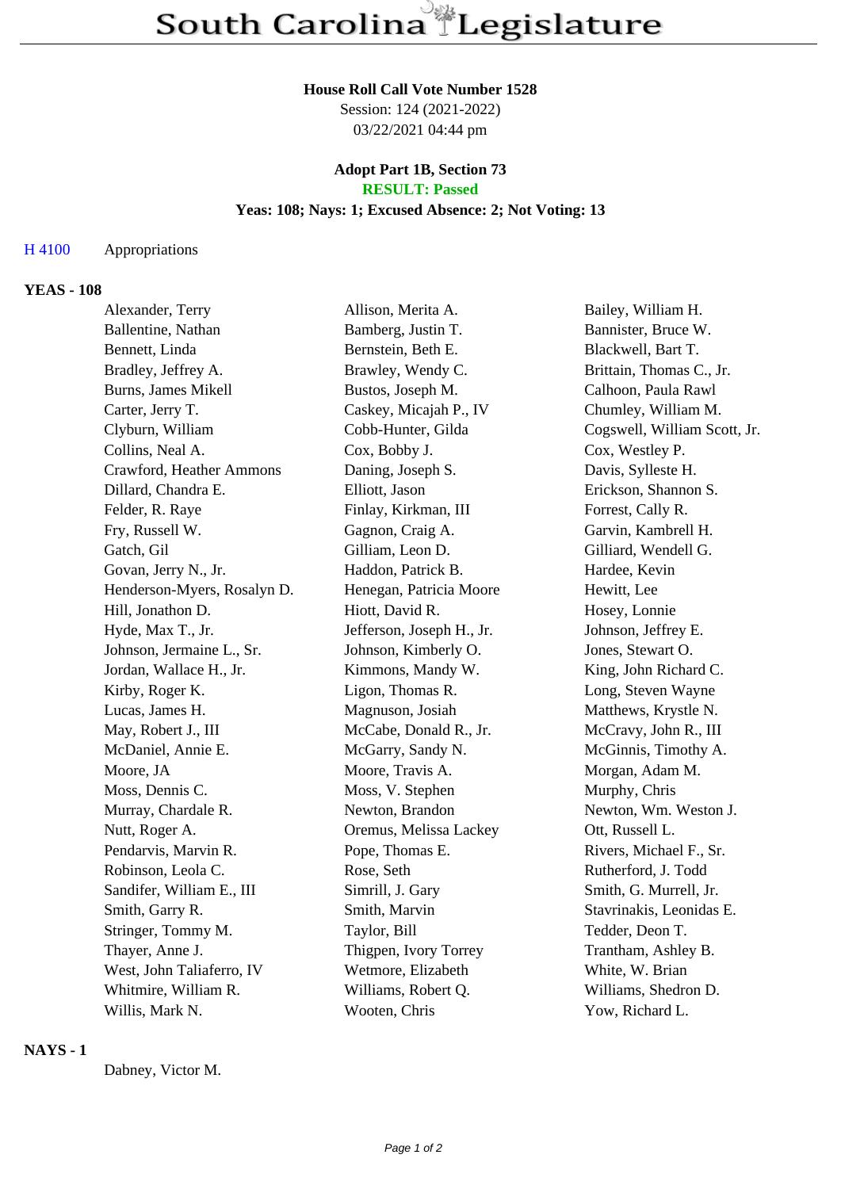# South Carolina Legislature

## House Roll Call Vote Number 1528

Session: 124 (2021-2022)
03/22/2021 04:44 pm

### Adopt Part 1B, Section 73

**RESULT: Passed**

**Yeas: 108; Nays: 1; Excused Absence: 2; Not Voting: 13**

H 4100 Appropriations

### YEAS - 108

| | | |
|---|---|---|
| Alexander, Terry | Allison, Merita A. | Bailey, William H. |
| Ballentine, Nathan | Bamberg, Justin T. | Bannister, Bruce W. |
| Bennett, Linda | Bernstein, Beth E. | Blackwell, Bart T. |
| Bradley, Jeffrey A. | Brawley, Wendy C. | Brittain, Thomas C., Jr. |
| Burns, James Mikell | Bustos, Joseph M. | Calhoon, Paula Rawl |
| Carter, Jerry T. | Caskey, Micajah P., IV | Chumley, William M. |
| Clyburn, William | Cobb-Hunter, Gilda | Cogswell, William Scott, Jr. |
| Collins, Neal A. | Cox, Bobby J. | Cox, Westley P. |
| Crawford, Heather Ammons | Daning, Joseph S. | Davis, Sylleste H. |
| Dillard, Chandra E. | Elliott, Jason | Erickson, Shannon S. |
| Felder, R. Raye | Finlay, Kirkman, III | Forrest, Cally R. |
| Fry, Russell W. | Gagnon, Craig A. | Garvin, Kambrell H. |
| Gatch, Gil | Gilliam, Leon D. | Gilliard, Wendell G. |
| Govan, Jerry N., Jr. | Haddon, Patrick B. | Hardee, Kevin |
| Henderson-Myers, Rosalyn D. | Henegan, Patricia Moore | Hewitt, Lee |
| Hill, Jonathon D. | Hiott, David R. | Hosey, Lonnie |
| Hyde, Max T., Jr. | Jefferson, Joseph H., Jr. | Johnson, Jeffrey E. |
| Johnson, Jermaine L., Sr. | Johnson, Kimberly O. | Jones, Stewart O. |
| Jordan, Wallace H., Jr. | Kimmons, Mandy W. | King, John Richard C. |
| Kirby, Roger K. | Ligon, Thomas R. | Long, Steven Wayne |
| Lucas, James H. | Magnuson, Josiah | Matthews, Krystle N. |
| May, Robert J., III | McCabe, Donald R., Jr. | McCravy, John R., III |
| McDaniel, Annie E. | McGarry, Sandy N. | McGinnis, Timothy A. |
| Moore, JA | Moore, Travis A. | Morgan, Adam M. |
| Moss, Dennis C. | Moss, V. Stephen | Murphy, Chris |
| Murray, Chardale R. | Newton, Brandon | Newton, Wm. Weston J. |
| Nutt, Roger A. | Oremus, Melissa Lackey | Ott, Russell L. |
| Pendarvis, Marvin R. | Pope, Thomas E. | Rivers, Michael F., Sr. |
| Robinson, Leola C. | Rose, Seth | Rutherford, J. Todd |
| Sandifer, William E., III | Simrill, J. Gary | Smith, G. Murrell, Jr. |
| Smith, Garry R. | Smith, Marvin | Stavrinakis, Leonidas E. |
| Stringer, Tommy M. | Taylor, Bill | Tedder, Deon T. |
| Thayer, Anne J. | Thigpen, Ivory Torrey | Trantham, Ashley B. |
| West, John Taliaferro, IV | Wetmore, Elizabeth | White, W. Brian |
| Whitmire, William R. | Williams, Robert Q. | Williams, Shedron D. |
| Willis, Mark N. | Wooten, Chris | Yow, Richard L. |

### NAYS - 1

Dabney, Victor M.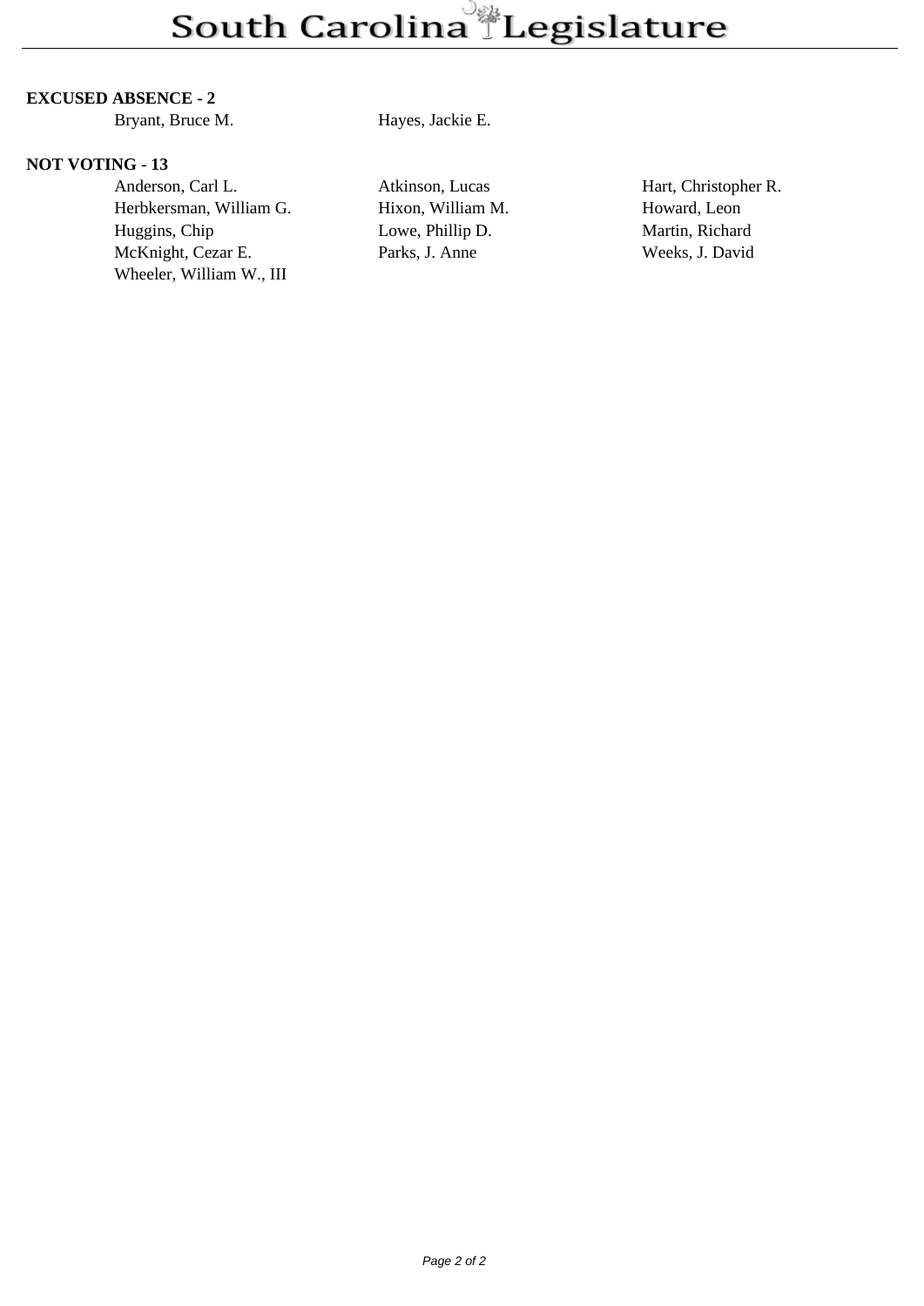**EXCUSED ABSENCE - 2**

| | |
|---|---|
| Bryant, Bruce M. | Hayes, Jackie E. |

**NOT VOTING - 13**

| | | |
|---|---|---|
| Anderson, Carl L. | Atkinson, Lucas | Hart, Christopher R. |
| Herbkersman, William G. | Hixon, William M. | Howard, Leon |
| Huggins, Chip | Lowe, Phillip D. | Martin, Richard |
| McKnight, Cezar E. | Parks, J. Anne | Weeks, J. David |
| Wheeler, William W., III | | |